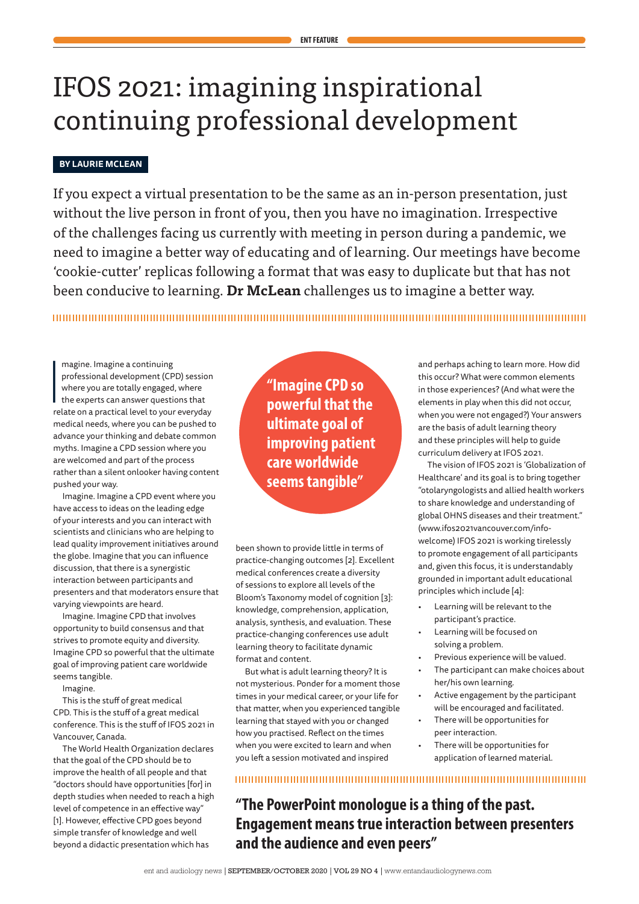# IFOS 2021: imagining inspirational continuing professional development

**BY LAURIE MCLEAN**

If you expect a virtual presentation to be the same as an in-person presentation, just without the live person in front of you, then you have no imagination. Irrespective of the challenges facing us currently with meeting in person during a pandemic, we need to imagine a better way of educating and of learning. Our meetings have become 'cookie-cutter' replicas following a format that was easy to duplicate but that has not been conducive to learning. **Dr McLean** challenges us to imagine a better way.

Imagine. Imagine a continuing professional development (CPD) session where you are totally engaged, where the experts can answer questions that relate on a practical level to your everyday medical needs, where you can be pushed to advance your thinking and debate common myths. Imagine a CPD session where you are welcomed and part of the process rather than a silent onlooker having content pushed your way.

Imagine. Imagine a CPD event where you have access to ideas on the leading edge of your interests and you can interact with scientists and clinicians who are helping to lead quality improvement initiatives around the globe. Imagine that you can influence discussion, that there is a synergistic interaction between participants and presenters and that moderators ensure that varying viewpoints are heard.

Imagine. Imagine CPD that involves opportunity to build consensus and that strives to promote equity and diversity. Imagine CPD so powerful that the ultimate goal of improving patient care worldwide seems tangible.

Imagine.

This is the stuff of great medical CPD. This is the stuff of a great medical conference. This is the stuff of IFOS 2021 in Vancouver, Canada.

The World Health Organization declares that the goal of the CPD should be to improve the health of all people and that "doctors should have opportunities [for] in depth studies when needed to reach a high level of competence in an effective way" [1]. However, effective CPD goes beyond simple transfer of knowledge and well beyond a didactic presentation which has been shown to provide little in terms of practice-changing outcomes [2]. Excellent medical conferences create a diversity of sessions to explore all levels of the Bloom's Taxonomy model of cognition [3]: knowledge, comprehension, application, analysis, synthesis, and evaluation. These practice-changing conferences use adult learning theory to facilitate dynamic format and content.

> "Imagine CPD so powerful that the ultimate goal of improving patient care worldwide seems tangible"

But what is adult learning theory? It is not mysterious. Ponder for a moment those times in your medical career, or your life for that matter, when you experienced tangible learning that stayed with you or changed how you practised. Reflect on the times when you were excited to learn and when you left a session motivated and inspired and perhaps aching to learn more. How did this occur? What were common elements in those experiences? (And what were the elements in play when this did not occur, when you were not engaged?) Your answers are the basis of adult learning theory and these principles will help to guide curriculum delivery at IFOS 2021.

The vision of IFOS 2021 is 'Globalization of Healthcare' and its goal is to bring together "otolaryngologists and allied health workers to share knowledge and understanding of global OHNS diseases and their treatment." (www.ifos2021vancouver.com/info-welcome) IFOS 2021 is working tirelessly to promote engagement of all participants and, given this focus, it is understandably grounded in important adult educational principles which include [4]:

- Learning will be relevant to the participant's practice.
- Learning will be focused on solving a problem.
- Previous experience will be valued.
- The participant can make choices about her/his own learning.
- Active engagement by the participant will be encouraged and facilitated.
- There will be opportunities for peer interaction.
- There will be opportunities for application of learned material.

> "The PowerPoint monologue is a thing of the past. Engagement means true interaction between presenters and the audience and even peers"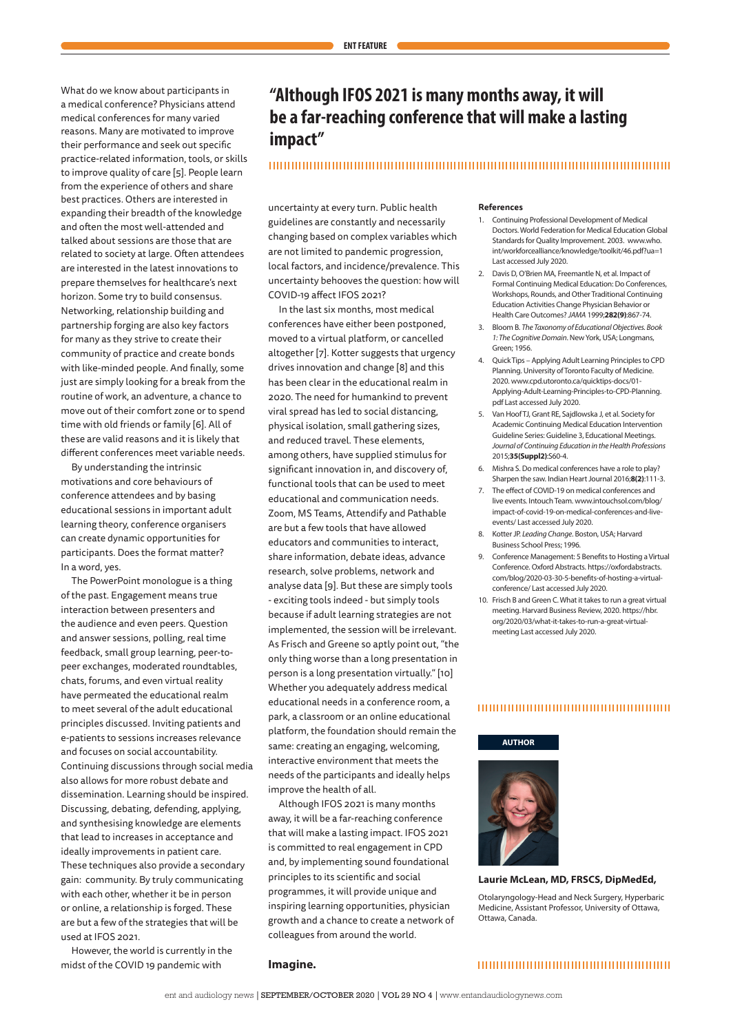What do we know about participants in a medical conference? Physicians attend medical conferences for many varied reasons. Many are motivated to improve their performance and seek out specific practice-related information, tools, or skills to improve quality of care [5]. People learn from the experience of others and share best practices. Others are interested in expanding their breadth of the knowledge and often the most well-attended and talked about sessions are those that are related to society at large. Often attendees are interested in the latest innovations to prepare themselves for healthcare's next horizon. Some try to build consensus. Networking, relationship building and partnership forging are also key factors for many as they strive to create their community of practice and create bonds with like-minded people. And finally, some just are simply looking for a break from the routine of work, an adventure, a chance to move out of their comfort zone or to spend time with old friends or family [6]. All of these are valid reasons and it is likely that different conferences meet variable needs.

By understanding the intrinsic motivations and core behaviours of conference attendees and by basing educational sessions in important adult learning theory, conference organisers can create dynamic opportunities for participants. Does the format matter? In a word, yes.

The PowerPoint monologue is a thing of the past. Engagement means true interaction between presenters and the audience and even peers. Question and answer sessions, polling, real time feedback, small group learning, peer-to-peer exchanges, moderated roundtables, chats, forums, and even virtual reality have permeated the educational realm to meet several of the adult educational principles discussed. Inviting patients and e-patients to sessions increases relevance and focuses on social accountability. Continuing discussions through social media also allows for more robust debate and dissemination. Learning should be inspired. Discussing, debating, defending, applying, and synthesising knowledge are elements that lead to increases in acceptance and ideally improvements in patient care. These techniques also provide a secondary gain: community. By truly communicating with each other, whether it be in person or online, a relationship is forged. These are but a few of the strategies that will be used at IFOS 2021.

However, the world is currently in the midst of the COVID 19 pandemic with uncertainty at every turn. Public health guidelines are constantly and necessarily changing based on complex variables which are not limited to pandemic progression, local factors, and incidence/prevalence. This uncertainty behooves the question: how will COVID-19 affect IFOS 2021?

## "Although IFOS 2021 is many months away, it will be a far-reaching conference that will make a lasting impact"

In the last six months, most medical conferences have either been postponed, moved to a virtual platform, or cancelled altogether [7]. Kotter suggests that urgency drives innovation and change [8] and this has been clear in the educational realm in 2020. The need for humankind to prevent viral spread has led to social distancing, physical isolation, small gathering sizes, and reduced travel. These elements, among others, have supplied stimulus for significant innovation in, and discovery of, functional tools that can be used to meet educational and communication needs. Zoom, MS Teams, Attendify and Pathable are but a few tools that have allowed educators and communities to interact, share information, debate ideas, advance research, solve problems, network and analyse data [9]. But these are simply tools - exciting tools indeed - but simply tools because if adult learning strategies are not implemented, the session will be irrelevant. As Frisch and Greene so aptly point out, "the only thing worse than a long presentation in person is a long presentation virtually." [10] Whether you adequately address medical educational needs in a conference room, a park, a classroom or an online educational platform, the foundation should remain the same: creating an engaging, welcoming, interactive environment that meets the needs of the participants and ideally helps improve the health of all.

Although IFOS 2021 is many months away, it will be a far-reaching conference that will make a lasting impact. IFOS 2021 is committed to real engagement in CPD and, by implementing sound foundational principles to its scientific and social programmes, it will provide unique and inspiring learning opportunities, physician growth and a chance to create a network of colleagues from around the world.

**Imagine.**

### References

1. Continuing Professional Development of Medical Doctors. World Federation for Medical Education Global Standards for Quality Improvement. 2003. www.who.int/workforcealliance/knowledge/toolkit/46.pdf?ua=1 Last accessed July 2020.
2. Davis D, O'Brien MA, Freemantle N, et al. Impact of Formal Continuing Medical Education: Do Conferences, Workshops, Rounds, and Other Traditional Continuing Education Activities Change Physician Behavior or Health Care Outcomes? *JAMA* 1999;**282(9)**:867-74.
3. Bloom B. *The Taxonomy of Educational Objectives. Book 1: The Cognitive Domain*. New York, USA; Longmans, Green; 1956.
4. Quick Tips – Applying Adult Learning Principles to CPD Planning. University of Toronto Faculty of Medicine. 2020. www.cpd.utoronto.ca/quicktips-docs/01-Applying-Adult-Learning-Principles-to-CPD-Planning.pdf Last accessed July 2020.
5. Van Hoof TJ, Grant RE, Sajdlowska J, et al. Society for Academic Continuing Medical Education Intervention Guideline Series: Guideline 3, Educational Meetings. *Journal of Continuing Education in the Health Professions* 2015;**35(Suppl2)**:S60-4.
6. Mishra S. Do medical conferences have a role to play? Sharpen the saw. Indian Heart Journal 2016;**8(2)**:111-3.
7. The effect of COVID-19 on medical conferences and live events. Intouch Team. www.intouchsol.com/blog/impact-of-covid-19-on-medical-conferences-and-live-events/ Last accessed July 2020.
8. Kotter JP. *Leading Change*. Boston, USA; Harvard Business School Press; 1996.
9. Conference Management: 5 Benefits to Hosting a Virtual Conference. Oxford Abstracts. https://oxfordabstracts.com/blog/2020-03-30-5-benefits-of-hosting-a-virtual-conference/ Last accessed July 2020.
10. Frisch B and Green C. What it takes to run a great virtual meeting. Harvard Business Review, 2020. https://hbr.org/2020/03/what-it-takes-to-run-a-great-virtual-meeting Last accessed July 2020.

**AUTHOR**

**Laurie McLean, MD, FRSCS, DipMedEd,**

Otolaryngology-Head and Neck Surgery, Hyperbaric Medicine, Assistant Professor, University of Ottawa, Ottawa, Canada.